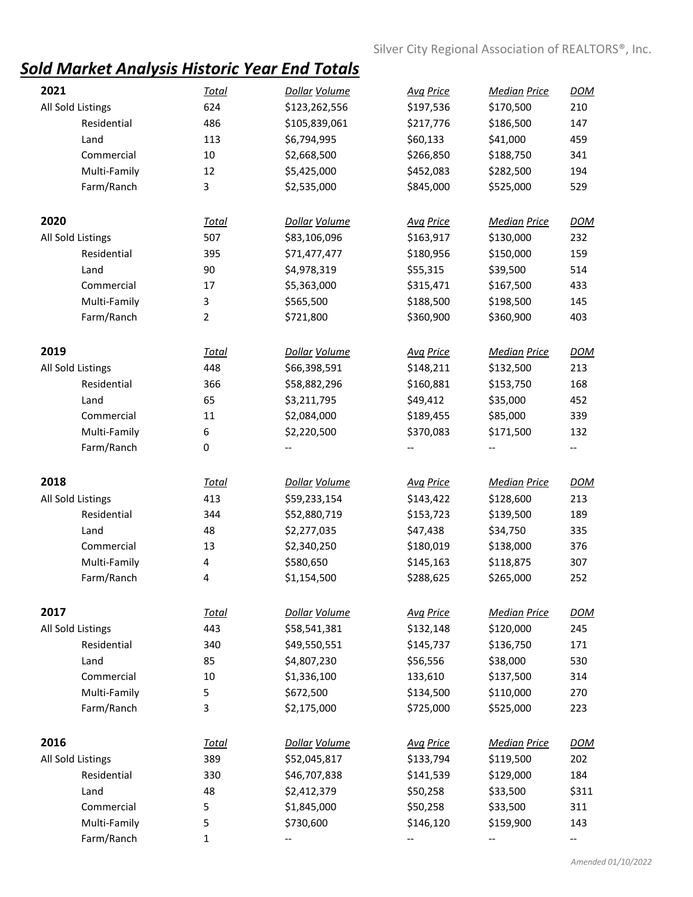Silver City Regional Association of REALTORS®, Inc.

# ***Sold Market Analysis Historic Year End Totals***

| 2021 | Total | Dollar Volume | Avg Price | Median Price | DOM |
|---|---|---|---|---|---|
| All Sold Listings | 624 | $123,262,556 | $197,536 | $170,500 | 210 |
| Residential | 486 | $105,839,061 | $217,776 | $186,500 | 147 |
| Land | 113 | $6,794,995 | $60,133 | $41,000 | 459 |
| Commercial | 10 | $2,668,500 | $266,850 | $188,750 | 341 |
| Multi-Family | 12 | $5,425,000 | $452,083 | $282,500 | 194 |
| Farm/Ranch | 3 | $2,535,000 | $845,000 | $525,000 | 529 |

| 2020 | Total | Dollar Volume | Avg Price | Median Price | DOM |
|---|---|---|---|---|---|
| All Sold Listings | 507 | $83,106,096 | $163,917 | $130,000 | 232 |
| Residential | 395 | $71,477,477 | $180,956 | $150,000 | 159 |
| Land | 90 | $4,978,319 | $55,315 | $39,500 | 514 |
| Commercial | 17 | $5,363,000 | $315,471 | $167,500 | 433 |
| Multi-Family | 3 | $565,500 | $188,500 | $198,500 | 145 |
| Farm/Ranch | 2 | $721,800 | $360,900 | $360,900 | 403 |

| 2019 | Total | Dollar Volume | Avg Price | Median Price | DOM |
|---|---|---|---|---|---|
| All Sold Listings | 448 | $66,398,591 | $148,211 | $132,500 | 213 |
| Residential | 366 | $58,882,296 | $160,881 | $153,750 | 168 |
| Land | 65 | $3,211,795 | $49,412 | $35,000 | 452 |
| Commercial | 11 | $2,084,000 | $189,455 | $85,000 | 339 |
| Multi-Family | 6 | $2,220,500 | $370,083 | $171,500 | 132 |
| Farm/Ranch | 0 | -- | -- | -- | -- |

| 2018 | Total | Dollar Volume | Avg Price | Median Price | DOM |
|---|---|---|---|---|---|
| All Sold Listings | 413 | $59,233,154 | $143,422 | $128,600 | 213 |
| Residential | 344 | $52,880,719 | $153,723 | $139,500 | 189 |
| Land | 48 | $2,277,035 | $47,438 | $34,750 | 335 |
| Commercial | 13 | $2,340,250 | $180,019 | $138,000 | 376 |
| Multi-Family | 4 | $580,650 | $145,163 | $118,875 | 307 |
| Farm/Ranch | 4 | $1,154,500 | $288,625 | $265,000 | 252 |

| 2017 | Total | Dollar Volume | Avg Price | Median Price | DOM |
|---|---|---|---|---|---|
| All Sold Listings | 443 | $58,541,381 | $132,148 | $120,000 | 245 |
| Residential | 340 | $49,550,551 | $145,737 | $136,750 | 171 |
| Land | 85 | $4,807,230 | $56,556 | $38,000 | 530 |
| Commercial | 10 | $1,336,100 | 133,610 | $137,500 | 314 |
| Multi-Family | 5 | $672,500 | $134,500 | $110,000 | 270 |
| Farm/Ranch | 3 | $2,175,000 | $725,000 | $525,000 | 223 |

| 2016 | Total | Dollar Volume | Avg Price | Median Price | DOM |
|---|---|---|---|---|---|
| All Sold Listings | 389 | $52,045,817 | $133,794 | $119,500 | 202 |
| Residential | 330 | $46,707,838 | $141,539 | $129,000 | 184 |
| Land | 48 | $2,412,379 | $50,258 | $33,500 | $311 |
| Commercial | 5 | $1,845,000 | $50,258 | $33,500 | 311 |
| Multi-Family | 5 | $730,600 | $146,120 | $159,900 | 143 |
| Farm/Ranch | 1 | -- | -- | -- | -- |

*Amended 01/10/2022*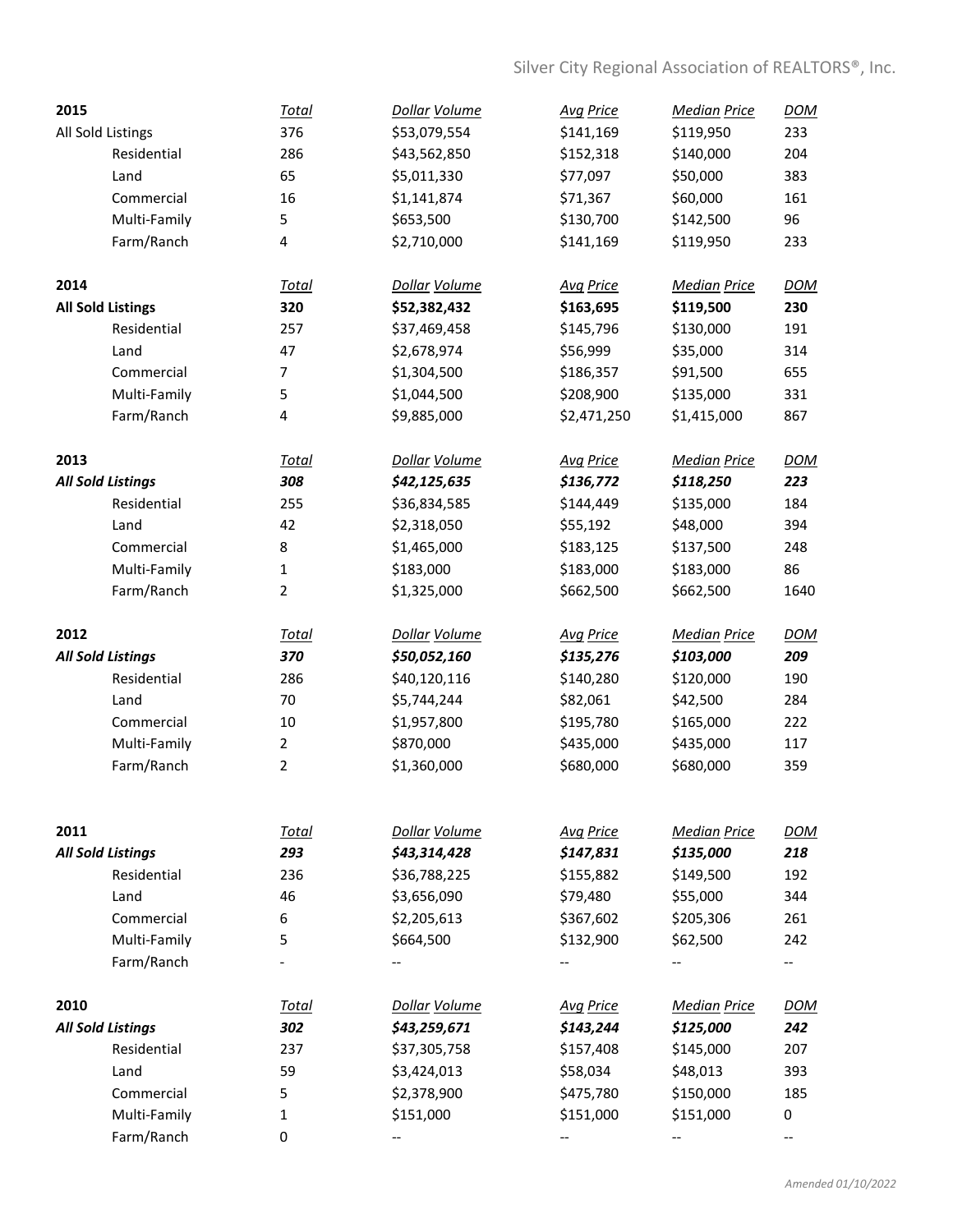| 2015 | Total | Dollar Volume | Avg Price | Median Price | DOM |
|---|---|---|---|---|---|
| All Sold Listings | 376 | $53,079,554 | $141,169 | $119,950 | 233 |
| Residential | 286 | $43,562,850 | $152,318 | $140,000 | 204 |
| Land | 65 | $5,011,330 | $77,097 | $50,000 | 383 |
| Commercial | 16 | $1,141,874 | $71,367 | $60,000 | 161 |
| Multi-Family | 5 | $653,500 | $130,700 | $142,500 | 96 |
| Farm/Ranch | 4 | $2,710,000 | $141,169 | $119,950 | 233 |

| 2014 | Total | Dollar Volume | Avg Price | Median Price | DOM |
|---|---|---|---|---|---|
| **All Sold Listings** | **320** | **$52,382,432** | **$163,695** | **$119,500** | **230** |
| Residential | 257 | $37,469,458 | $145,796 | $130,000 | 191 |
| Land | 47 | $2,678,974 | $56,999 | $35,000 | 314 |
| Commercial | 7 | $1,304,500 | $186,357 | $91,500 | 655 |
| Multi-Family | 5 | $1,044,500 | $208,900 | $135,000 | 331 |
| Farm/Ranch | 4 | $9,885,000 | $2,471,250 | $1,415,000 | 867 |

| 2013 | Total | Dollar Volume | Avg Price | Median Price | DOM |
|---|---|---|---|---|---|
| ***All Sold Listings*** | ***308*** | ***$42,125,635*** | ***$136,772*** | ***$118,250*** | ***223*** |
| Residential | 255 | $36,834,585 | $144,449 | $135,000 | 184 |
| Land | 42 | $2,318,050 | $55,192 | $48,000 | 394 |
| Commercial | 8 | $1,465,000 | $183,125 | $137,500 | 248 |
| Multi-Family | 1 | $183,000 | $183,000 | $183,000 | 86 |
| Farm/Ranch | 2 | $1,325,000 | $662,500 | $662,500 | 1640 |

| 2012 | Total | Dollar Volume | Avg Price | Median Price | DOM |
|---|---|---|---|---|---|
| ***All Sold Listings*** | ***370*** | ***$50,052,160*** | ***$135,276*** | ***$103,000*** | ***209*** |
| Residential | 286 | $40,120,116 | $140,280 | $120,000 | 190 |
| Land | 70 | $5,744,244 | $82,061 | $42,500 | 284 |
| Commercial | 10 | $1,957,800 | $195,780 | $165,000 | 222 |
| Multi-Family | 2 | $870,000 | $435,000 | $435,000 | 117 |
| Farm/Ranch | 2 | $1,360,000 | $680,000 | $680,000 | 359 |

| 2011 | Total | Dollar Volume | Avg Price | Median Price | DOM |
|---|---|---|---|---|---|
| ***All Sold Listings*** | ***293*** | ***$43,314,428*** | ***$147,831*** | ***$135,000*** | ***218*** |
| Residential | 236 | $36,788,225 | $155,882 | $149,500 | 192 |
| Land | 46 | $3,656,090 | $79,480 | $55,000 | 344 |
| Commercial | 6 | $2,205,613 | $367,602 | $205,306 | 261 |
| Multi-Family | 5 | $664,500 | $132,900 | $62,500 | 242 |
| Farm/Ranch | - | -- | -- | -- | -- |

| 2010 | Total | Dollar Volume | Avg Price | Median Price | DOM |
|---|---|---|---|---|---|
| ***All Sold Listings*** | ***302*** | ***$43,259,671*** | ***$143,244*** | ***$125,000*** | ***242*** |
| Residential | 237 | $37,305,758 | $157,408 | $145,000 | 207 |
| Land | 59 | $3,424,013 | $58,034 | $48,013 | 393 |
| Commercial | 5 | $2,378,900 | $475,780 | $150,000 | 185 |
| Multi-Family | 1 | $151,000 | $151,000 | $151,000 | 0 |
| Farm/Ranch | 0 | -- | -- | -- | -- |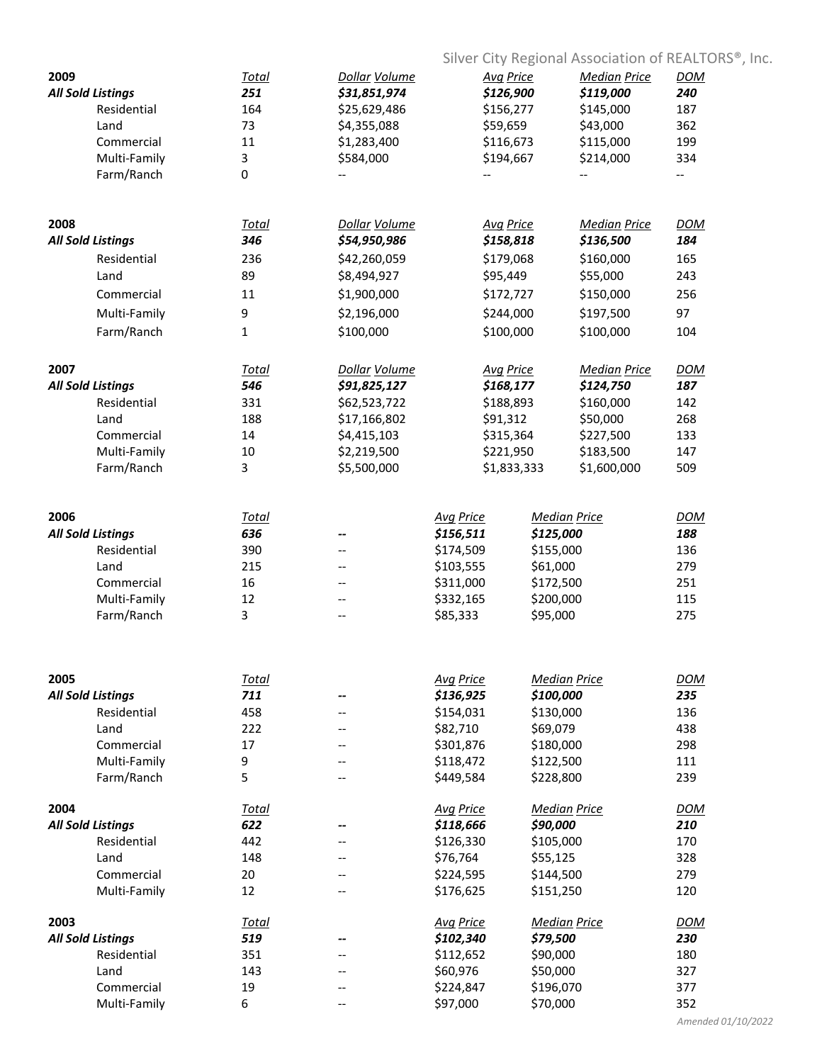Silver City Regional Association of REALTORS®, Inc.

| 2009 | Total | Dollar Volume | Avg Price | Median Price | DOM |
|---|---|---|---|---|---|
| ***All Sold Listings*** | ***251*** | ***$31,851,974*** | ***$126,900*** | ***$119,000*** | ***240*** |
| Residential | 164 | $25,629,486 | $156,277 | $145,000 | 187 |
| Land | 73 | $4,355,088 | $59,659 | $43,000 | 362 |
| Commercial | 11 | $1,283,400 | $116,673 | $115,000 | 199 |
| Multi-Family | 3 | $584,000 | $194,667 | $214,000 | 334 |
| Farm/Ranch | 0 | -- | -- | -- | -- |

| 2008 | Total | Dollar Volume | Avg Price | Median Price | DOM |
|---|---|---|---|---|---|
| ***All Sold Listings*** | ***346*** | ***$54,950,986*** | ***$158,818*** | ***$136,500*** | ***184*** |
| Residential | 236 | $42,260,059 | $179,068 | $160,000 | 165 |
| Land | 89 | $8,494,927 | $95,449 | $55,000 | 243 |
| Commercial | 11 | $1,900,000 | $172,727 | $150,000 | 256 |
| Multi-Family | 9 | $2,196,000 | $244,000 | $197,500 | 97 |
| Farm/Ranch | 1 | $100,000 | $100,000 | $100,000 | 104 |

| 2007 | Total | Dollar Volume | Avg Price | Median Price | DOM |
|---|---|---|---|---|---|
| ***All Sold Listings*** | ***546*** | ***$91,825,127*** | ***$168,177*** | ***$124,750*** | ***187*** |
| Residential | 331 | $62,523,722 | $188,893 | $160,000 | 142 |
| Land | 188 | $17,166,802 | $91,312 | $50,000 | 268 |
| Commercial | 14 | $4,415,103 | $315,364 | $227,500 | 133 |
| Multi-Family | 10 | $2,219,500 | $221,950 | $183,500 | 147 |
| Farm/Ranch | 3 | $5,500,000 | $1,833,333 | $1,600,000 | 509 |

| 2006 | Total | | Avg Price | Median Price | DOM |
|---|---|---|---|---|---|
| ***All Sold Listings*** | ***636*** | ***--*** | ***$156,511*** | ***$125,000*** | ***188*** |
| Residential | 390 | -- | $174,509 | $155,000 | 136 |
| Land | 215 | -- | $103,555 | $61,000 | 279 |
| Commercial | 16 | -- | $311,000 | $172,500 | 251 |
| Multi-Family | 12 | -- | $332,165 | $200,000 | 115 |
| Farm/Ranch | 3 | -- | $85,333 | $95,000 | 275 |

| 2005 | Total | | Avg Price | Median Price | DOM |
|---|---|---|---|---|---|
| ***All Sold Listings*** | ***711*** | ***--*** | ***$136,925*** | ***$100,000*** | ***235*** |
| Residential | 458 | -- | $154,031 | $130,000 | 136 |
| Land | 222 | -- | $82,710 | $69,079 | 438 |
| Commercial | 17 | -- | $301,876 | $180,000 | 298 |
| Multi-Family | 9 | -- | $118,472 | $122,500 | 111 |
| Farm/Ranch | 5 | -- | $449,584 | $228,800 | 239 |

| 2004 | Total | | Avg Price | Median Price | DOM |
|---|---|---|---|---|---|
| ***All Sold Listings*** | ***622*** | ***--*** | ***$118,666*** | ***$90,000*** | ***210*** |
| Residential | 442 | -- | $126,330 | $105,000 | 170 |
| Land | 148 | -- | $76,764 | $55,125 | 328 |
| Commercial | 20 | -- | $224,595 | $144,500 | 279 |
| Multi-Family | 12 | -- | $176,625 | $151,250 | 120 |

| 2003 | Total | | Avg Price | Median Price | DOM |
|---|---|---|---|---|---|
| ***All Sold Listings*** | ***519*** | ***--*** | ***$102,340*** | ***$79,500*** | ***230*** |
| Residential | 351 | -- | $112,652 | $90,000 | 180 |
| Land | 143 | -- | $60,976 | $50,000 | 327 |
| Commercial | 19 | -- | $224,847 | $196,070 | 377 |
| Multi-Family | 6 | -- | $97,000 | $70,000 | 352 |

*Amended 01/10/2022*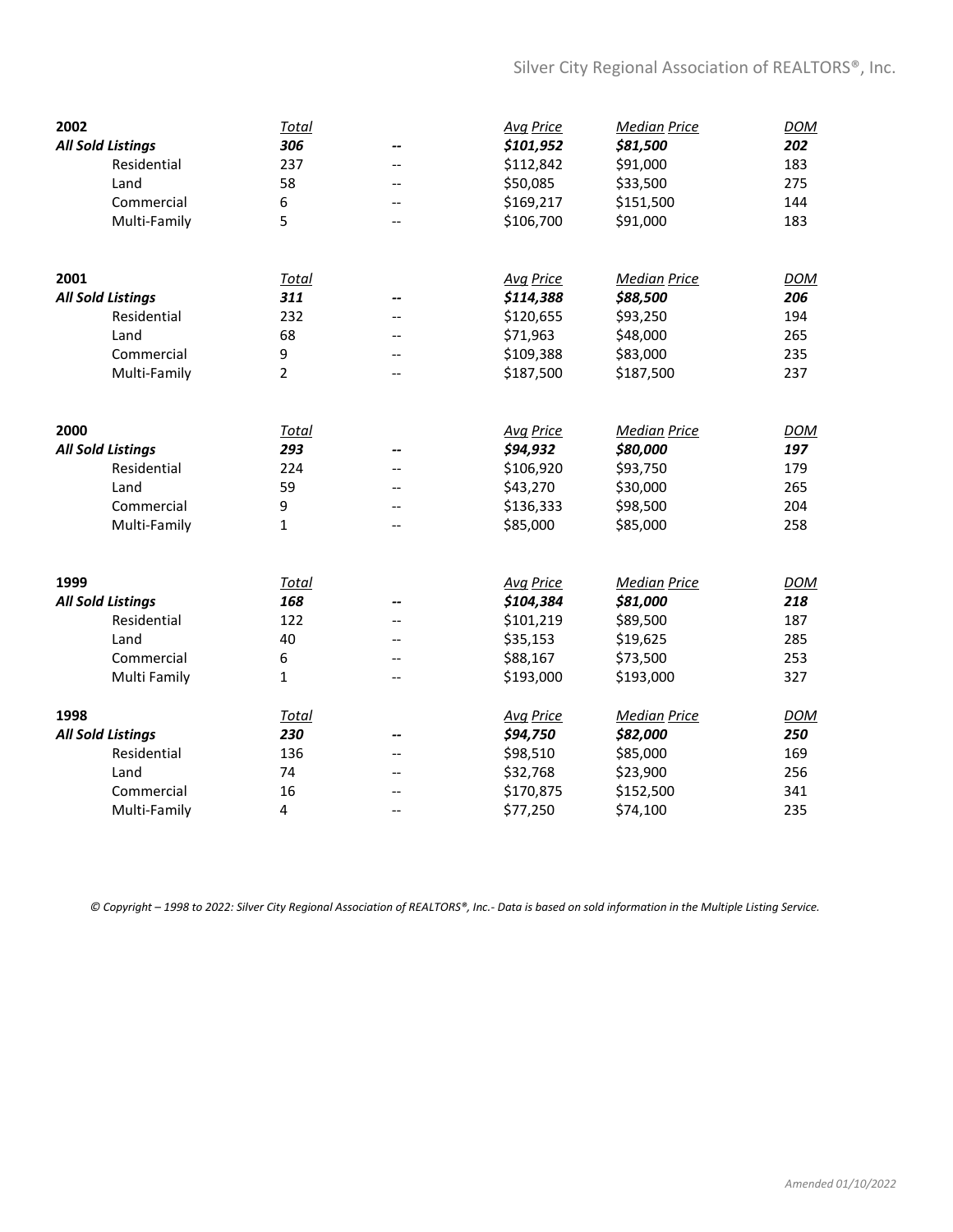| 2002 | Total | | Avg Price | Median Price | DOM |
|---|---|---|---|---|---|
| ***All Sold Listings*** | ***306*** | ***--*** | ***$101,952*** | ***$81,500*** | ***202*** |
| Residential | 237 | -- | $112,842 | $91,000 | 183 |
| Land | 58 | -- | $50,085 | $33,500 | 275 |
| Commercial | 6 | -- | $169,217 | $151,500 | 144 |
| Multi-Family | 5 | -- | $106,700 | $91,000 | 183 |

| 2001 | Total | | Avg Price | Median Price | DOM |
|---|---|---|---|---|---|
| ***All Sold Listings*** | ***311*** | ***--*** | ***$114,388*** | ***$88,500*** | ***206*** |
| Residential | 232 | -- | $120,655 | $93,250 | 194 |
| Land | 68 | -- | $71,963 | $48,000 | 265 |
| Commercial | 9 | -- | $109,388 | $83,000 | 235 |
| Multi-Family | 2 | -- | $187,500 | $187,500 | 237 |

| 2000 | Total | | Avg Price | Median Price | DOM |
|---|---|---|---|---|---|
| ***All Sold Listings*** | ***293*** | ***--*** | ***$94,932*** | ***$80,000*** | ***197*** |
| Residential | 224 | -- | $106,920 | $93,750 | 179 |
| Land | 59 | -- | $43,270 | $30,000 | 265 |
| Commercial | 9 | -- | $136,333 | $98,500 | 204 |
| Multi-Family | 1 | -- | $85,000 | $85,000 | 258 |

| 1999 | Total | | Avg Price | Median Price | DOM |
|---|---|---|---|---|---|
| ***All Sold Listings*** | ***168*** | ***--*** | ***$104,384*** | ***$81,000*** | ***218*** |
| Residential | 122 | -- | $101,219 | $89,500 | 187 |
| Land | 40 | -- | $35,153 | $19,625 | 285 |
| Commercial | 6 | -- | $88,167 | $73,500 | 253 |
| Multi Family | 1 | -- | $193,000 | $193,000 | 327 |

| 1998 | Total | | Avg Price | Median Price | DOM |
|---|---|---|---|---|---|
| ***All Sold Listings*** | ***230*** | ***--*** | ***$94,750*** | ***$82,000*** | ***250*** |
| Residential | 136 | -- | $98,510 | $85,000 | 169 |
| Land | 74 | -- | $32,768 | $23,900 | 256 |
| Commercial | 16 | -- | $170,875 | $152,500 | 341 |
| Multi-Family | 4 | -- | $77,250 | $74,100 | 235 |

*© Copyright – 1998 to 2022: Silver City Regional Association of REALTORS®, Inc.- Data is based on sold information in the Multiple Listing Service.*

*Amended 01/10/2022*